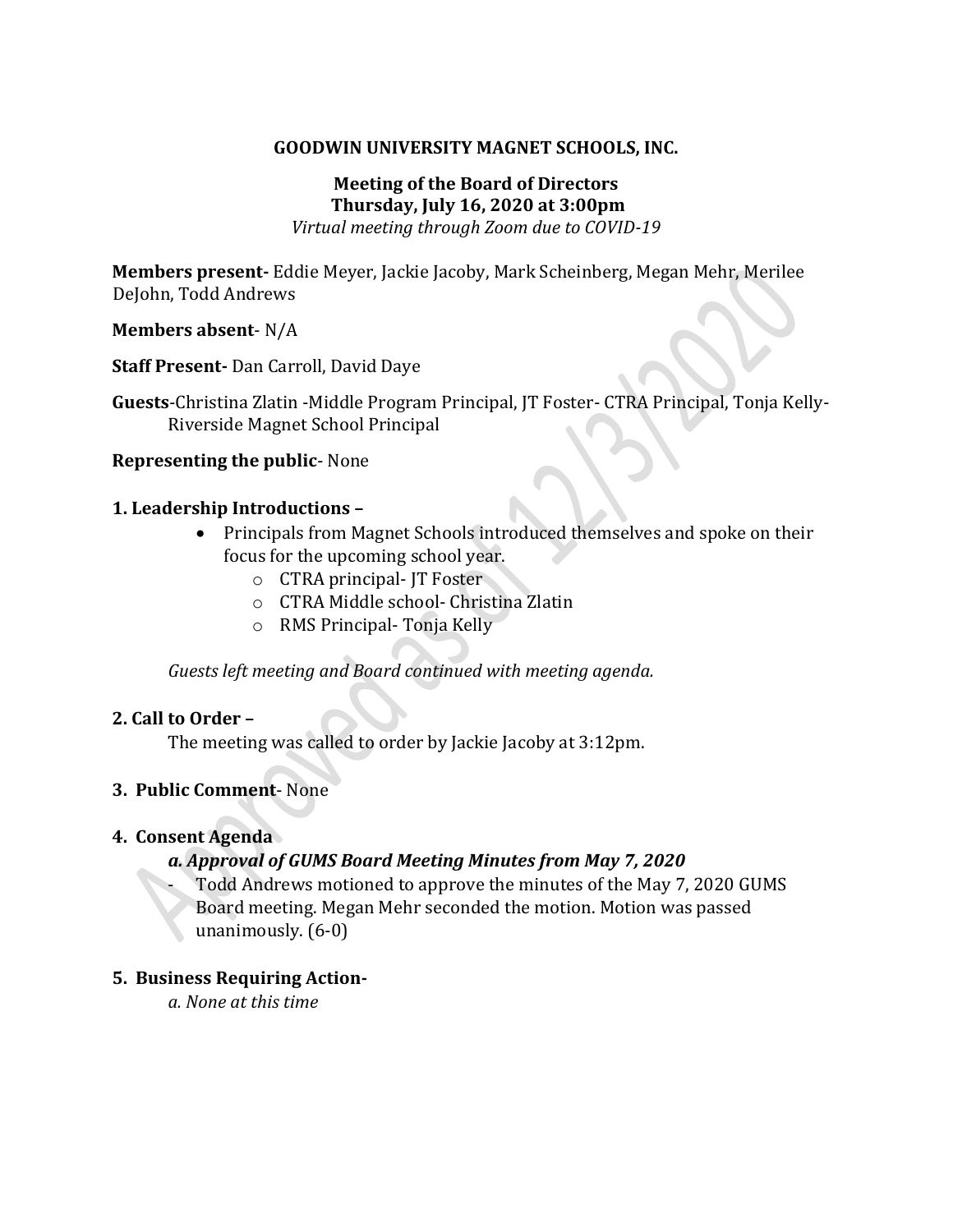**GOODWIN UNIVERSITY MAGNET SCHOOLS, INC.**

**Meeting of the Board of Directors**
**Thursday, July 16, 2020 at 3:00pm**
*Virtual meeting through Zoom due to COVID-19*

**Members present-** Eddie Meyer, Jackie Jacoby, Mark Scheinberg, Megan Mehr, Merilee DeJohn, Todd Andrews

**Members absent**- N/A

**Staff Present-** Dan Carroll, David Daye

**Guests**-Christina Zlatin -Middle Program Principal, JT Foster- CTRA Principal, Tonja Kelly-Riverside Magnet School Principal

**Representing the public**- None

**1. Leadership Introductions –**

- Principals from Magnet Schools introduced themselves and spoke on their focus for the upcoming school year.
  - CTRA principal- JT Foster
  - CTRA Middle school- Christina Zlatin
  - RMS Principal- Tonja Kelly

*Guests left meeting and Board continued with meeting agenda.*

**2. Call to Order –**

The meeting was called to order by Jackie Jacoby at 3:12pm.

**3. Public Comment**- None

**4. Consent Agenda**

***a. Approval of GUMS Board Meeting Minutes from May 7, 2020***

- Todd Andrews motioned to approve the minutes of the May 7, 2020 GUMS Board meeting. Megan Mehr seconded the motion. Motion was passed unanimously. (6-0)

**5. Business Requiring Action-**

*a. None at this time*

Approved as of 12/3/2020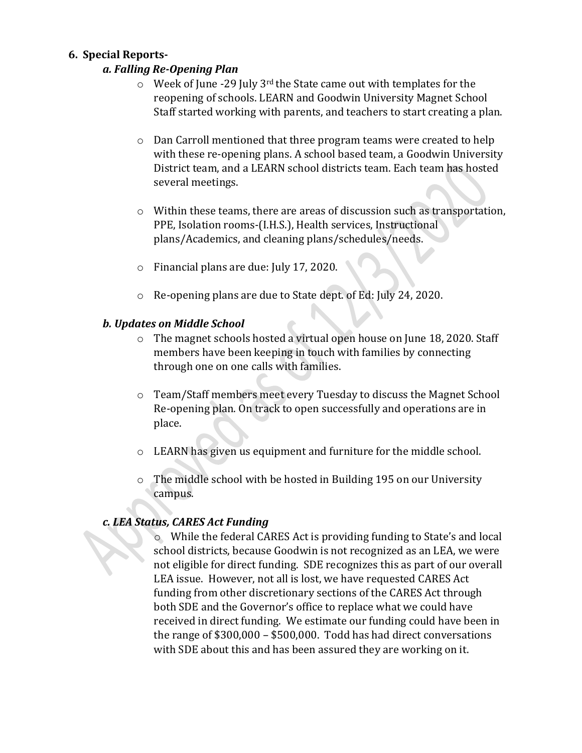## 6. Special Reports-

### *a. Falling Re-Opening Plan*

- Week of June -29 July 3rd the State came out with templates for the reopening of schools. LEARN and Goodwin University Magnet School Staff started working with parents, and teachers to start creating a plan.

- Dan Carroll mentioned that three program teams were created to help with these re-opening plans. A school based team, a Goodwin University District team, and a LEARN school districts team. Each team has hosted several meetings.

- Within these teams, there are areas of discussion such as transportation, PPE, Isolation rooms-(I.H.S.), Health services, Instructional plans/Academics, and cleaning plans/schedules/needs.

- Financial plans are due: July 17, 2020.

- Re-opening plans are due to State dept. of Ed: July 24, 2020.

### *b. Updates on Middle School*

- The magnet schools hosted a virtual open house on June 18, 2020. Staff members have been keeping in touch with families by connecting through one on one calls with families.

- Team/Staff members meet every Tuesday to discuss the Magnet School Re-opening plan. On track to open successfully and operations are in place.

- LEARN has given us equipment and furniture for the middle school.

- The middle school with be hosted in Building 195 on our University campus.

### *c. LEA Status, CARES Act Funding*

- While the federal CARES Act is providing funding to State's and local school districts, because Goodwin is not recognized as an LEA, we were not eligible for direct funding. SDE recognizes this as part of our overall LEA issue. However, not all is lost, we have requested CARES Act funding from other discretionary sections of the CARES Act through both SDE and the Governor's office to replace what we could have received in direct funding. We estimate our funding could have been in the range of $300,000 – $500,000. Todd has had direct conversations with SDE about this and has been assured they are working on it.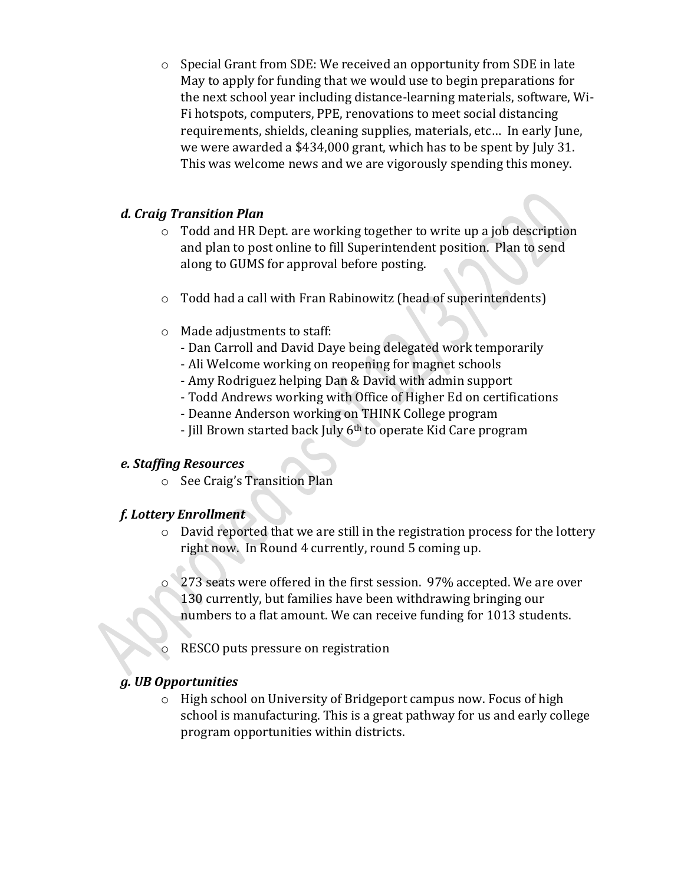- Special Grant from SDE: We received an opportunity from SDE in late May to apply for funding that we would use to begin preparations for the next school year including distance-learning materials, software, Wi-Fi hotspots, computers, PPE, renovations to meet social distancing requirements, shields, cleaning supplies, materials, etc… In early June, we were awarded a $434,000 grant, which has to be spent by July 31. This was welcome news and we are vigorously spending this money.

### *d. Craig Transition Plan*

- Todd and HR Dept. are working together to write up a job description and plan to post online to fill Superintendent position. Plan to send along to GUMS for approval before posting.
- Todd had a call with Fran Rabinowitz (head of superintendents)
- Made adjustments to staff:
  - Dan Carroll and David Daye being delegated work temporarily
  - Ali Welcome working on reopening for magnet schools
  - Amy Rodriguez helping Dan & David with admin support
  - Todd Andrews working with Office of Higher Ed on certifications
  - Deanne Anderson working on THINK College program
  - Jill Brown started back July 6th to operate Kid Care program

### *e. Staffing Resources*

- See Craig's Transition Plan

### *f. Lottery Enrollment*

- David reported that we are still in the registration process for the lottery right now. In Round 4 currently, round 5 coming up.
- 273 seats were offered in the first session. 97% accepted. We are over 130 currently, but families have been withdrawing bringing our numbers to a flat amount. We can receive funding for 1013 students.
- RESCO puts pressure on registration

### *g. UB Opportunities*

- High school on University of Bridgeport campus now. Focus of high school is manufacturing. This is a great pathway for us and early college program opportunities within districts.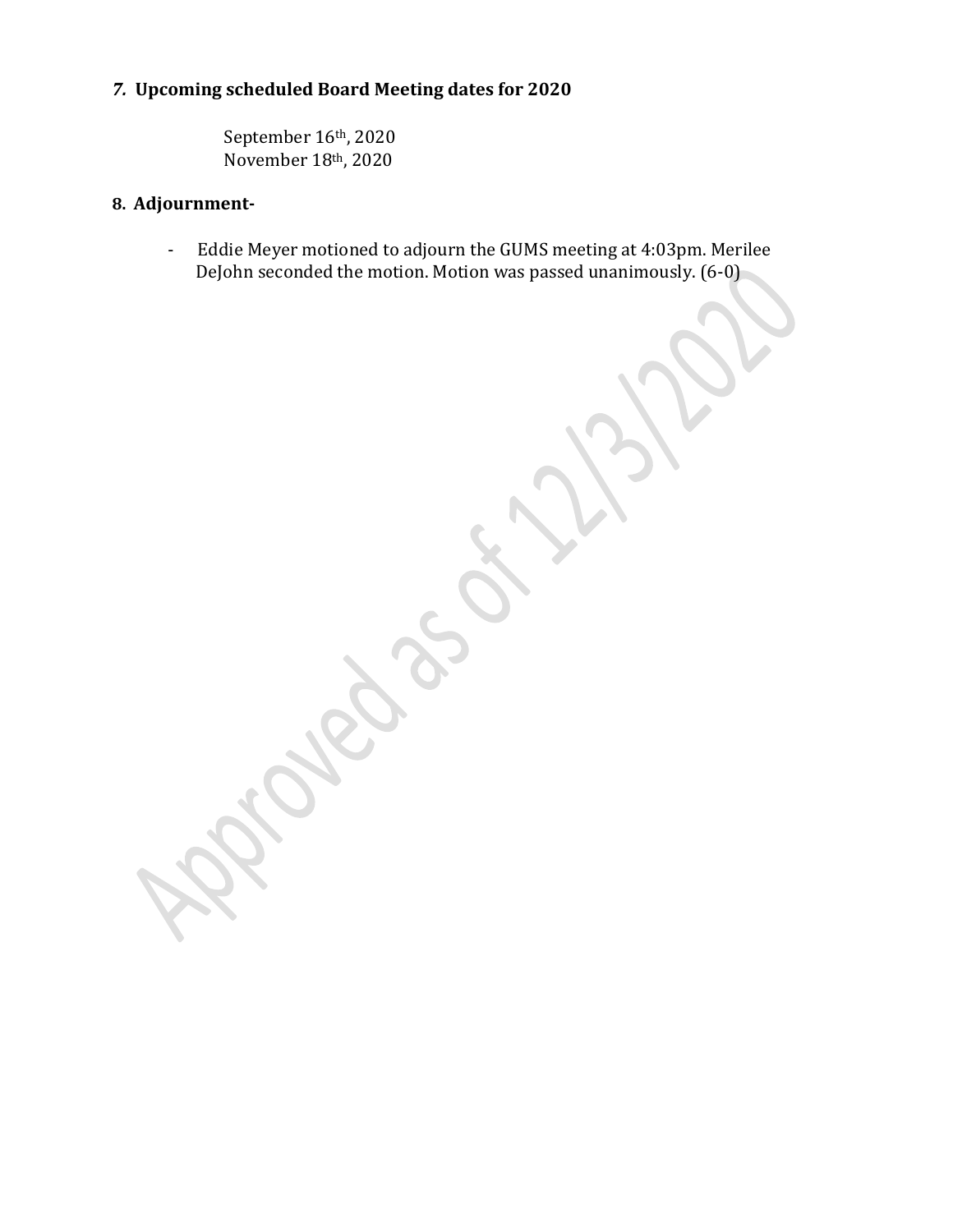### *7.* **Upcoming scheduled Board Meeting dates for 2020**

September 16th, 2020
November 18th, 2020

### **8. Adjournment-**

- Eddie Meyer motioned to adjourn the GUMS meeting at 4:03pm. Merilee DeJohn seconded the motion. Motion was passed unanimously. (6-0)

Approved as of 12/3/2020